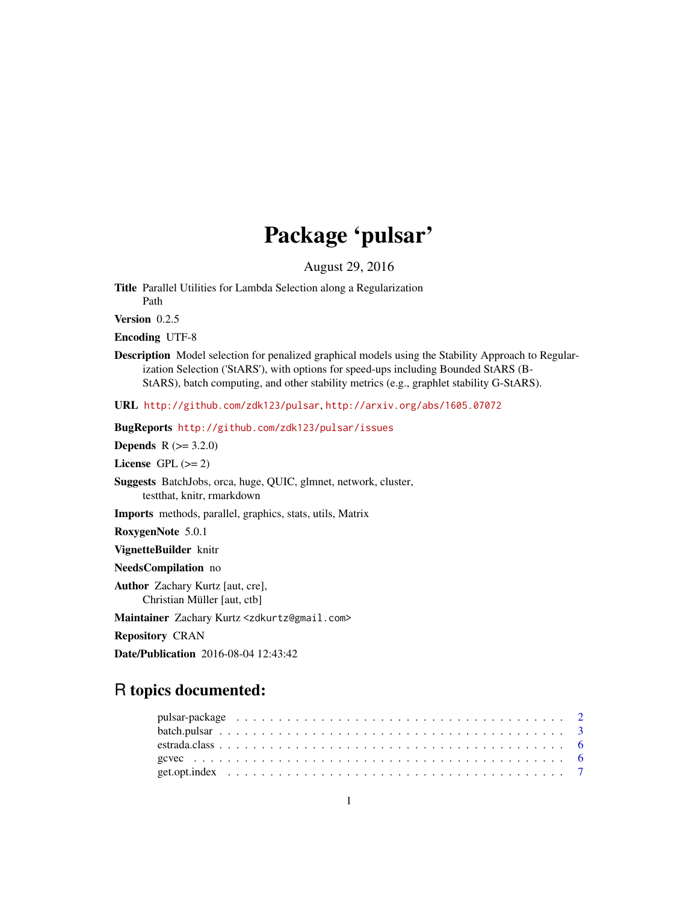# Package 'pulsar'

August 29, 2016

**Title** Parallel Utilities for Lambda Selection along a Regularization Path

**Version** 0.2.5

**Encoding** UTF-8

**Description** Model selection for penalized graphical models using the Stability Approach to Regularization Selection ('StARS'), with options for speed-ups including Bounded StARS (B-StARS), batch computing, and other stability metrics (e.g., graphlet stability G-StARS).

**URL** http://github.com/zdk123/pulsar, http://arxiv.org/abs/1605.07072

**BugReports** http://github.com/zdk123/pulsar/issues

**Depends** R (>= 3.2.0)

**License** GPL (>= 2)

**Suggests** BatchJobs, orca, huge, QUIC, glmnet, network, cluster, testthat, knitr, rmarkdown

**Imports** methods, parallel, graphics, stats, utils, Matrix

**RoxygenNote** 5.0.1

**VignetteBuilder** knitr

**NeedsCompilation** no

**Author** Zachary Kurtz [aut, cre], Christian Müller [aut, ctb]

**Maintainer** Zachary Kurtz <zdkurtz@gmail.com>

**Repository** CRAN

**Date/Publication** 2016-08-04 12:43:42

## R topics documented:

- pulsar-package . . . . . . . . . . . . . . . . . . . . . . . . . . . . . . . . . . . . 2
- batch.pulsar . . . . . . . . . . . . . . . . . . . . . . . . . . . . . . . . . . . . 3
- estrada.class . . . . . . . . . . . . . . . . . . . . . . . . . . . . . . . . . . . . 6
- gcvec . . . . . . . . . . . . . . . . . . . . . . . . . . . . . . . . . . . . 6
- get.opt.index . . . . . . . . . . . . . . . . . . . . . . . . . . . . . . . . . . . . 7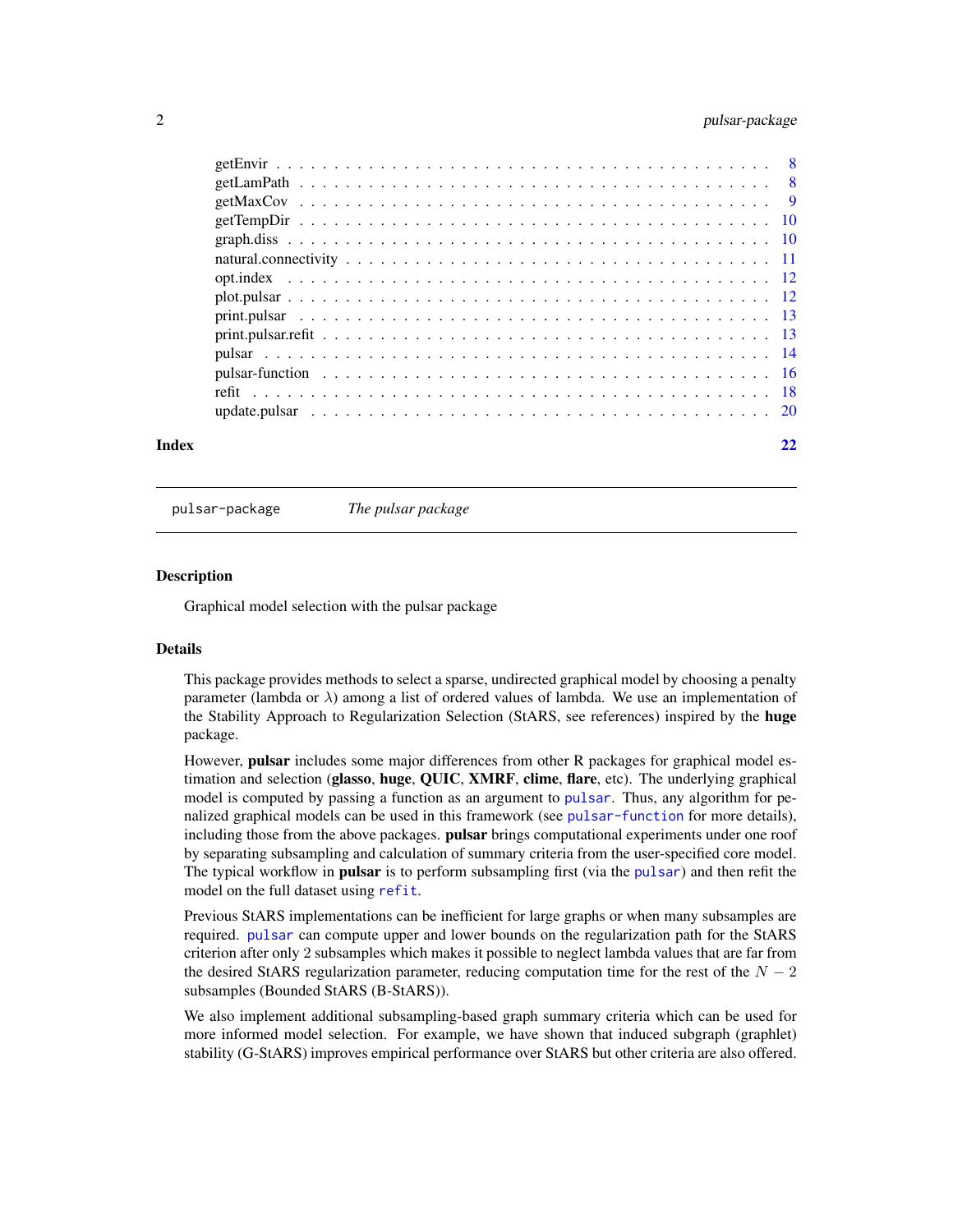getEnvir . . . . . . . . . . . . . . . . . . . . . . . . . . . . . . . . . . . . . . . . 8
getLamPath . . . . . . . . . . . . . . . . . . . . . . . . . . . . . . . . . . . . . . . 8
getMaxCov . . . . . . . . . . . . . . . . . . . . . . . . . . . . . . . . . . . . . . . 9
getTempDir . . . . . . . . . . . . . . . . . . . . . . . . . . . . . . . . . . . . . . . 10
graph.diss . . . . . . . . . . . . . . . . . . . . . . . . . . . . . . . . . . . . . . . 10
natural.connectivity . . . . . . . . . . . . . . . . . . . . . . . . . . . . . . . . . . 11
opt.index . . . . . . . . . . . . . . . . . . . . . . . . . . . . . . . . . . . . . . . 12
plot.pulsar . . . . . . . . . . . . . . . . . . . . . . . . . . . . . . . . . . . . . . . 12
print.pulsar . . . . . . . . . . . . . . . . . . . . . . . . . . . . . . . . . . . . . . 13
print.pulsar.refit . . . . . . . . . . . . . . . . . . . . . . . . . . . . . . . . . . . 13
pulsar . . . . . . . . . . . . . . . . . . . . . . . . . . . . . . . . . . . . . . . . . 14
pulsar-function . . . . . . . . . . . . . . . . . . . . . . . . . . . . . . . . . . . . 16
refit . . . . . . . . . . . . . . . . . . . . . . . . . . . . . . . . . . . . . . . . . 18
update.pulsar . . . . . . . . . . . . . . . . . . . . . . . . . . . . . . . . . . . . . 20

**Index** 22

---

`pulsar-package` *The pulsar package*

---

## Description

Graphical model selection with the pulsar package

## Details

This package provides methods to select a sparse, undirected graphical model by choosing a penalty parameter (lambda or $\lambda$) among a list of ordered values of lambda. We use an implementation of the Stability Approach to Regularization Selection (StARS, see references) inspired by the **huge** package.

However, **pulsar** includes some major differences from other R packages for graphical model estimation and selection (**glasso**, **huge**, **QUIC**, **XMRF**, **clime**, **flare**, etc). The underlying graphical model is computed by passing a function as an argument to `pulsar`. Thus, any algorithm for penalized graphical models can be used in this framework (see `pulsar-function` for more details), including those from the above packages. **pulsar** brings computational experiments under one roof by separating subsampling and calculation of summary criteria from the user-specified core model. The typical workflow in **pulsar** is to perform subsampling first (via the `pulsar`) and then refit the model on the full dataset using `refit`.

Previous StARS implementations can be inefficient for large graphs or when many subsamples are required. `pulsar` can compute upper and lower bounds on the regularization path for the StARS criterion after only 2 subsamples which makes it possible to neglect lambda values that are far from the desired StARS regularization parameter, reducing computation time for the rest of the $N - 2$ subsamples (Bounded StARS (B-StARS)).

We also implement additional subsampling-based graph summary criteria which can be used for more informed model selection. For example, we have shown that induced subgraph (graphlet) stability (G-StARS) improves empirical performance over StARS but other criteria are also offered.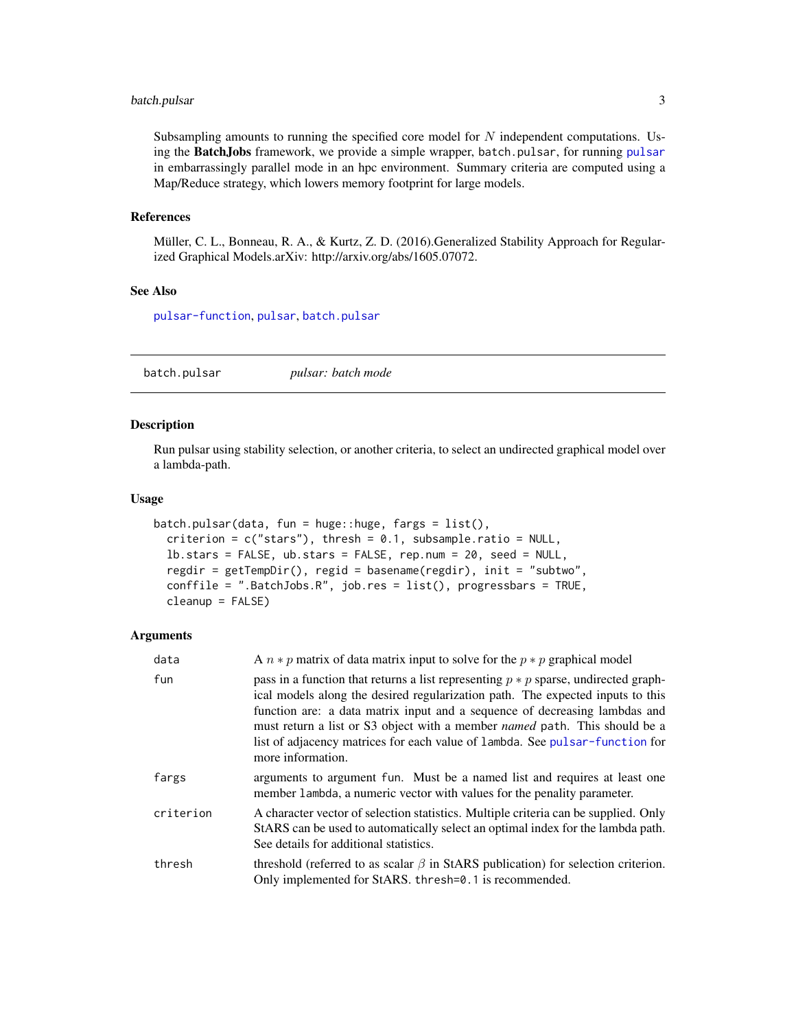Subsampling amounts to running the specified core model for $N$ independent computations. Using the **BatchJobs** framework, we provide a simple wrapper, `batch.pulsar`, for running `pulsar` in embarrassingly parallel mode in an hpc environment. Summary criteria are computed using a Map/Reduce strategy, which lowers memory footprint for large models.

### References

Müller, C. L., Bonneau, R. A., & Kurtz, Z. D. (2016).Generalized Stability Approach for Regularized Graphical Models.arXiv: http://arxiv.org/abs/1605.07072.

### See Also

`pulsar-function`, `pulsar`, `batch.pulsar`

---

## batch.pulsar — *pulsar: batch mode*

### Description

Run pulsar using stability selection, or another criteria, to select an undirected graphical model over a lambda-path.

### Usage

```
batch.pulsar(data, fun = huge::huge, fargs = list(),
  criterion = c("stars"), thresh = 0.1, subsample.ratio = NULL,
  lb.stars = FALSE, ub.stars = FALSE, rep.num = 20, seed = NULL,
  regdir = getTempDir(), regid = basename(regdir), init = "subtwo",
  conffile = ".BatchJobs.R", job.res = list(), progressbars = TRUE,
  cleanup = FALSE)
```

### Arguments

| | |
|---|---|
| `data` | A $n * p$ matrix of data matrix input to solve for the $p * p$ graphical model |
| `fun` | pass in a function that returns a list representing $p * p$ sparse, undirected graphical models along the desired regularization path. The expected inputs to this function are: a data matrix input and a sequence of decreasing lambdas and must return a list or S3 object with a member *named* `path`. This should be a list of adjacency matrices for each value of `lambda`. See `pulsar-function` for more information. |
| `fargs` | arguments to argument `fun`. Must be a named list and requires at least one member `lambda`, a numeric vector with values for the penality parameter. |
| `criterion` | A character vector of selection statistics. Multiple criteria can be supplied. Only StARS can be used to automatically select an optimal index for the lambda path. See details for additional statistics. |
| `thresh` | threshold (referred to as scalar $\beta$ in StARS publication) for selection criterion. Only implemented for StARS. `thresh=0.1` is recommended. |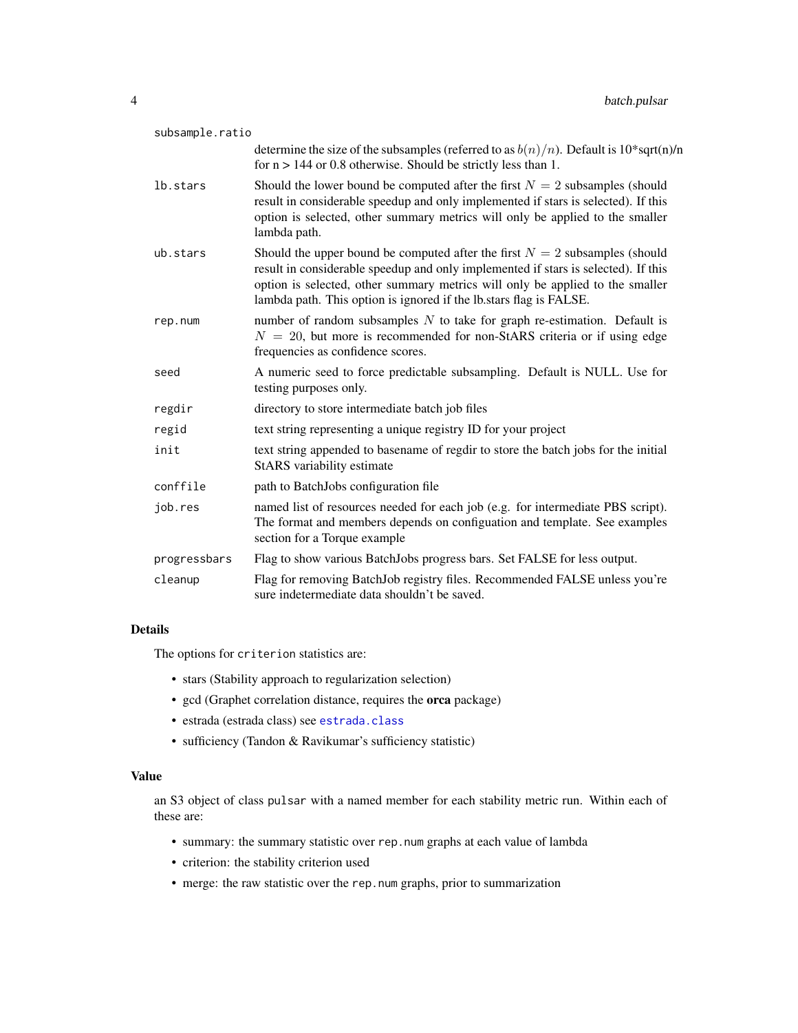| | |
|---|---|
| `subsample.ratio` | determine the size of the subsamples (referred to as $b(n)/n$). Default is 10*sqrt(n)/n for n > 144 or 0.8 otherwise. Should be strictly less than 1. |
| `lb.stars` | Should the lower bound be computed after the first $N = 2$ subsamples (should result in considerable speedup and only implemented if stars is selected). If this option is selected, other summary metrics will only be applied to the smaller lambda path. |
| `ub.stars` | Should the upper bound be computed after the first $N = 2$ subsamples (should result in considerable speedup and only implemented if stars is selected). If this option is selected, other summary metrics will only be applied to the smaller lambda path. This option is ignored if the lb.stars flag is FALSE. |
| `rep.num` | number of random subsamples $N$ to take for graph re-estimation. Default is $N = 20$, but more is recommended for non-StARS criteria or if using edge frequencies as confidence scores. |
| `seed` | A numeric seed to force predictable subsampling. Default is NULL. Use for testing purposes only. |
| `regdir` | directory to store intermediate batch job files |
| `regid` | text string representing a unique registry ID for your project |
| `init` | text string appended to basename of regdir to store the batch jobs for the initial StARS variability estimate |
| `conffile` | path to BatchJobs configuration file |
| `job.res` | named list of resources needed for each job (e.g. for intermediate PBS script). The format and members depends on configuation and template. See examples section for a Torque example |
| `progressbars` | Flag to show various BatchJobs progress bars. Set FALSE for less output. |
| `cleanup` | Flag for removing BatchJob registry files. Recommended FALSE unless you're sure indetermediate data shouldn't be saved. |

## Details

The options for `criterion` statistics are:

- stars (Stability approach to regularization selection)
- gcd (Graphet correlation distance, requires the **orca** package)
- estrada (estrada class) see `estrada.class`
- sufficiency (Tandon & Ravikumar's sufficiency statistic)

## Value

an S3 object of class `pulsar` with a named member for each stability metric run. Within each of these are:

- summary: the summary statistic over `rep.num` graphs at each value of lambda
- criterion: the stability criterion used
- merge: the raw statistic over the `rep.num` graphs, prior to summarization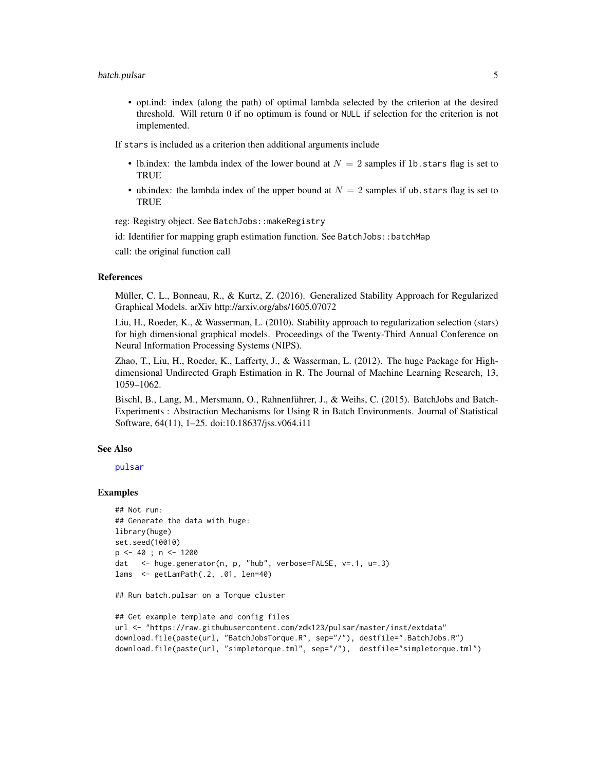- opt.ind: index (along the path) of optimal lambda selected by the criterion at the desired threshold. Will return 0 if no optimum is found or `NULL` if selection for the criterion is not implemented.

If `stars` is included as a criterion then additional arguments include

- lb.index: the lambda index of the lower bound at $N = 2$ samples if `lb.stars` flag is set to TRUE
- ub.index: the lambda index of the upper bound at $N = 2$ samples if `ub.stars` flag is set to TRUE

reg: Registry object. See `BatchJobs::makeRegistry`

id: Identifier for mapping graph estimation function. See `BatchJobs::batchMap`

call: the original function call

### References

Müller, C. L., Bonneau, R., & Kurtz, Z. (2016). Generalized Stability Approach for Regularized Graphical Models. arXiv http://arxiv.org/abs/1605.07072

Liu, H., Roeder, K., & Wasserman, L. (2010). Stability approach to regularization selection (stars) for high dimensional graphical models. Proceedings of the Twenty-Third Annual Conference on Neural Information Processing Systems (NIPS).

Zhao, T., Liu, H., Roeder, K., Lafferty, J., & Wasserman, L. (2012). The huge Package for High-dimensional Undirected Graph Estimation in R. The Journal of Machine Learning Research, 13, 1059–1062.

Bischl, B., Lang, M., Mersmann, O., Rahnenführer, J., & Weihs, C. (2015). BatchJobs and BatchExperiments : Abstraction Mechanisms for Using R in Batch Environments. Journal of Statistical Software, 64(11), 1–25. doi:10.18637/jss.v064.i11

### See Also

`pulsar`

### Examples

```
## Not run:
## Generate the data with huge:
library(huge)
set.seed(10010)
p <- 40 ; n <- 1200
dat   <- huge.generator(n, p, "hub", verbose=FALSE, v=.1, u=.3)
lams  <- getLamPath(.2, .01, len=40)

## Run batch.pulsar on a Torque cluster

## Get example template and config files
url <- "https://raw.githubusercontent.com/zdk123/pulsar/master/inst/extdata"
download.file(paste(url, "BatchJobsTorque.R", sep="/"), destfile=".BatchJobs.R")
download.file(paste(url, "simpletorque.tml", sep="/"),  destfile="simpletorque.tml")
```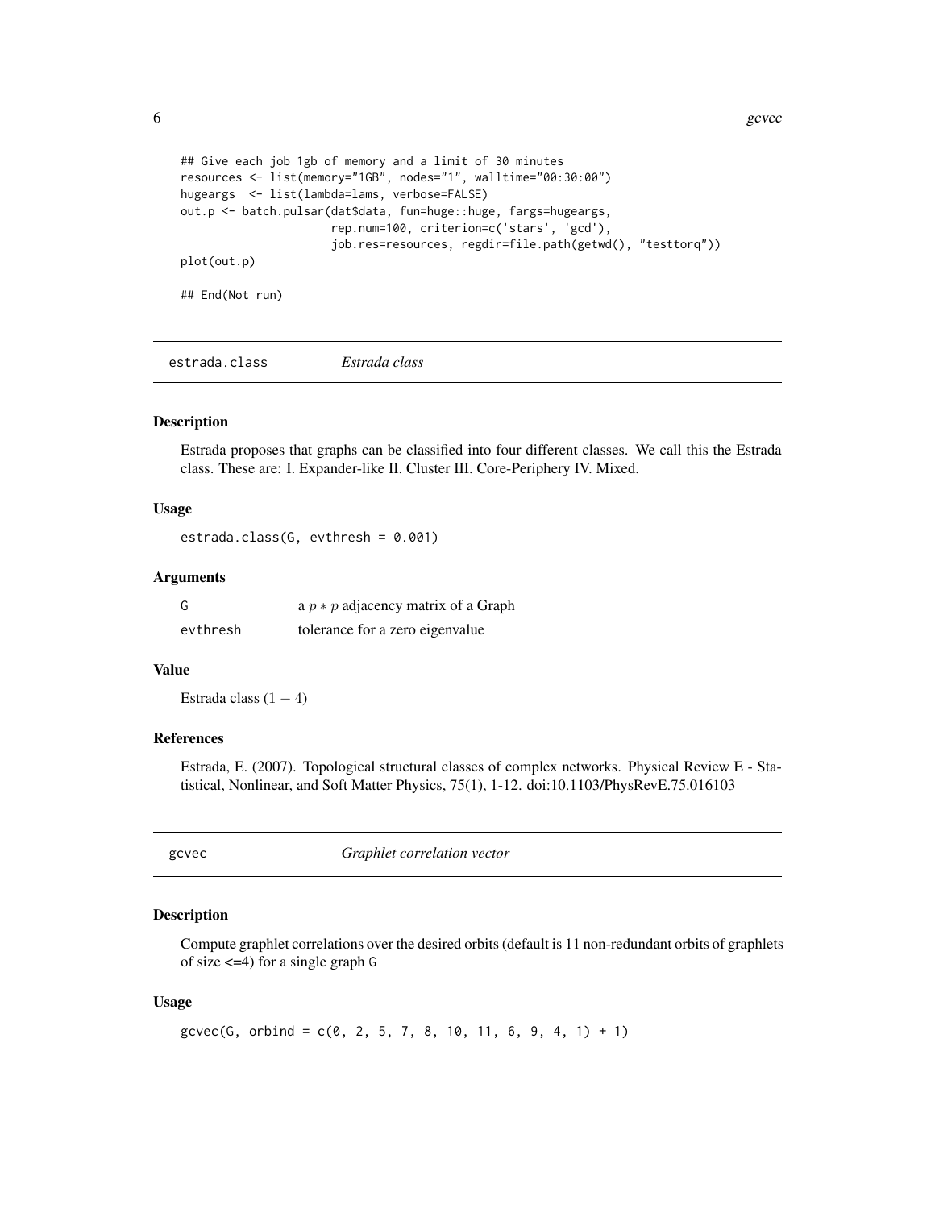```
## Give each job 1gb of memory and a limit of 30 minutes
resources <- list(memory="1GB", nodes="1", walltime="00:30:00")
hugeargs  <- list(lambda=lams, verbose=FALSE)
out.p <- batch.pulsar(dat$data, fun=huge::huge, fargs=hugeargs,
                      rep.num=100, criterion=c('stars', 'gcd'),
                      job.res=resources, regdir=file.path(getwd(), "testtorq"))
plot(out.p)

## End(Not run)
```

## estrada.class — *Estrada class*

### Description

Estrada proposes that graphs can be classified into four different classes. We call this the Estrada class. These are: I. Expander-like II. Cluster III. Core-Periphery IV. Mixed.

### Usage

```
estrada.class(G, evthresh = 0.001)
```

### Arguments

| | |
|---|---|
| G | a $p * p$ adjacency matrix of a Graph |
| evthresh | tolerance for a zero eigenvalue |

### Value

Estrada class $(1 - 4)$

### References

Estrada, E. (2007). Topological structural classes of complex networks. Physical Review E - Statistical, Nonlinear, and Soft Matter Physics, 75(1), 1-12. doi:10.1103/PhysRevE.75.016103

## gcvec — *Graphlet correlation vector*

### Description

Compute graphlet correlations over the desired orbits (default is 11 non-redundant orbits of graphlets of size <=4) for a single graph G

### Usage

```
gcvec(G, orbind = c(0, 2, 5, 7, 8, 10, 11, 6, 9, 4, 1) + 1)
```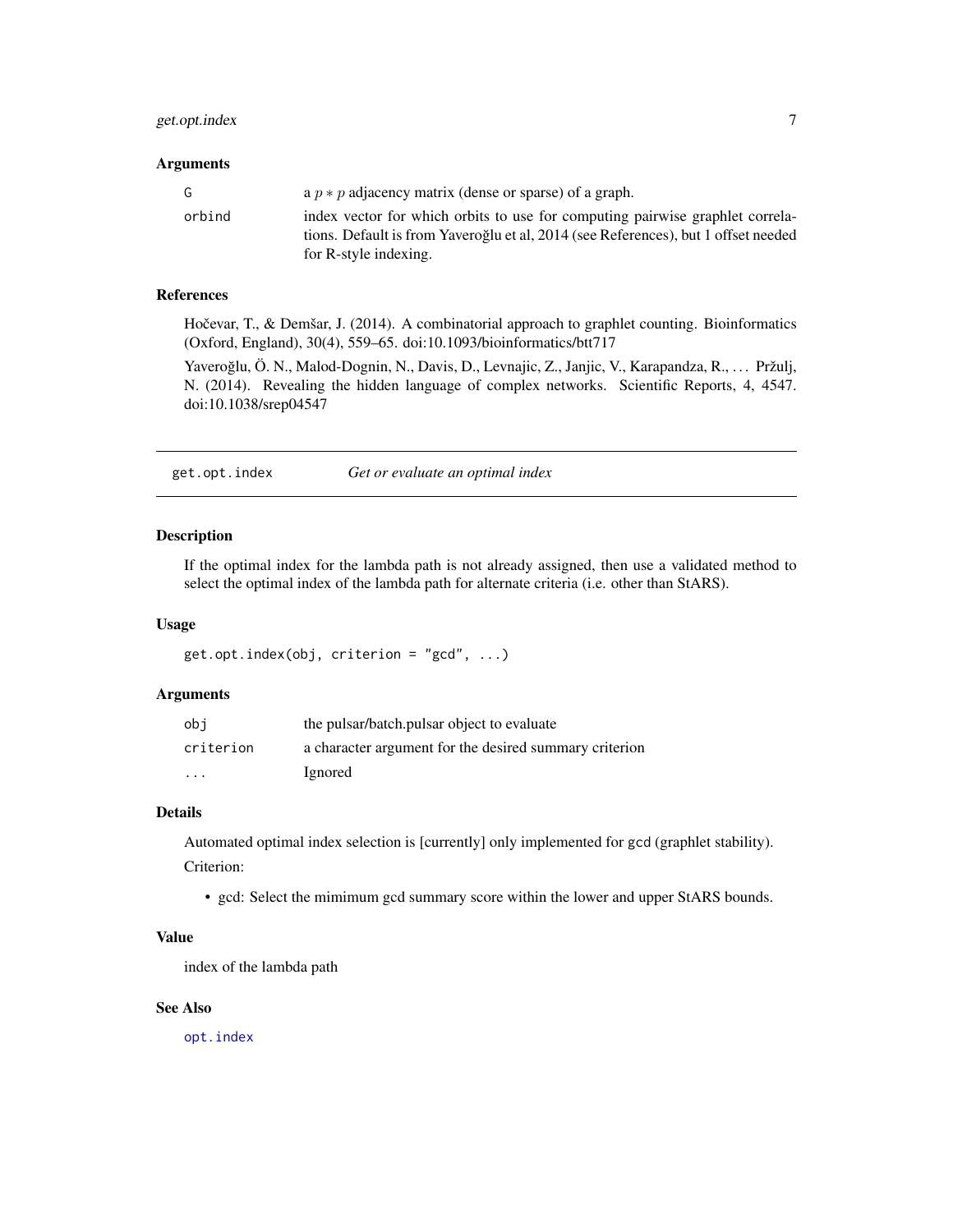### Arguments

| | |
|---|---|
| G | a $p * p$ adjacency matrix (dense or sparse) of a graph. |
| orbind | index vector for which orbits to use for computing pairwise graphlet correlations. Default is from Yaveroğlu et al, 2014 (see References), but 1 offset needed for R-style indexing. |

### References

Hočevar, T., & Demšar, J. (2014). A combinatorial approach to graphlet counting. Bioinformatics (Oxford, England), 30(4), 559–65. doi:10.1093/bioinformatics/btt717

Yaveroğlu, Ö. N., Malod-Dognin, N., Davis, D., Levnajic, Z., Janjic, V., Karapandza, R., … Pržulj, N. (2014). Revealing the hidden language of complex networks. Scientific Reports, 4, 4547. doi:10.1038/srep04547

---

## get.opt.index — *Get or evaluate an optimal index*

### Description

If the optimal index for the lambda path is not already assigned, then use a validated method to select the optimal index of the lambda path for alternate criteria (i.e. other than StARS).

### Usage

```
get.opt.index(obj, criterion = "gcd", ...)
```

### Arguments

| | |
|---|---|
| obj | the pulsar/batch.pulsar object to evaluate |
| criterion | a character argument for the desired summary criterion |
| ... | Ignored |

### Details

Automated optimal index selection is [currently] only implemented for gcd (graphlet stability).

Criterion:

- gcd: Select the mimimum gcd summary score within the lower and upper StARS bounds.

### Value

index of the lambda path

### See Also

opt.index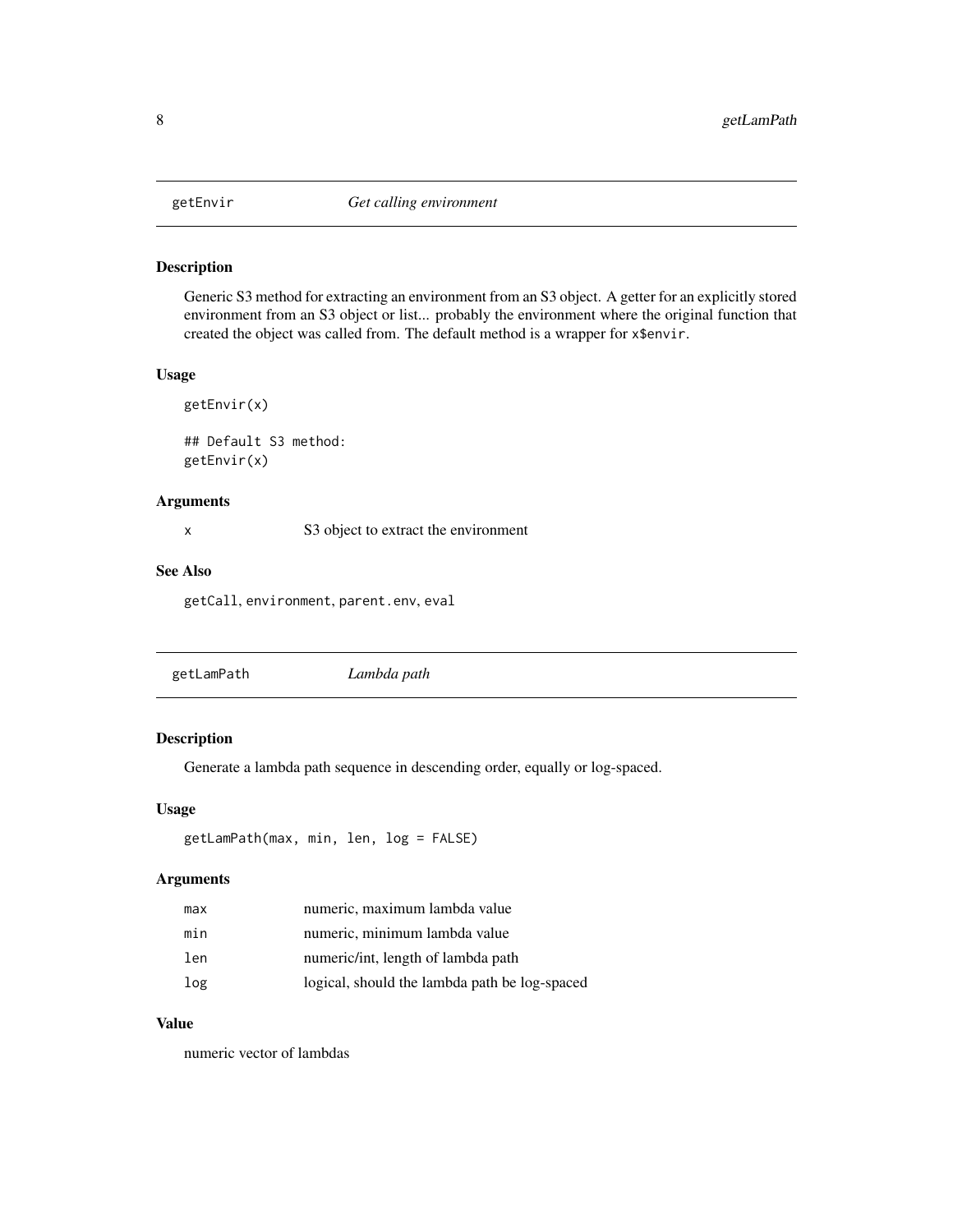## getEnvir *Get calling environment*

### Description

Generic S3 method for extracting an environment from an S3 object. A getter for an explicitly stored environment from an S3 object or list... probably the environment where the original function that created the object was called from. The default method is a wrapper for `x$envir`.

### Usage

```
getEnvir(x)

## Default S3 method:
getEnvir(x)
```

### Arguments

| | |
|---|---|
| x | S3 object to extract the environment |

### See Also

`getCall`, `environment`, `parent.env`, `eval`

## getLamPath *Lambda path*

### Description

Generate a lambda path sequence in descending order, equally or log-spaced.

### Usage

```
getLamPath(max, min, len, log = FALSE)
```

### Arguments

| | |
|---|---|
| max | numeric, maximum lambda value |
| min | numeric, minimum lambda value |
| len | numeric/int, length of lambda path |
| log | logical, should the lambda path be log-spaced |

### Value

numeric vector of lambdas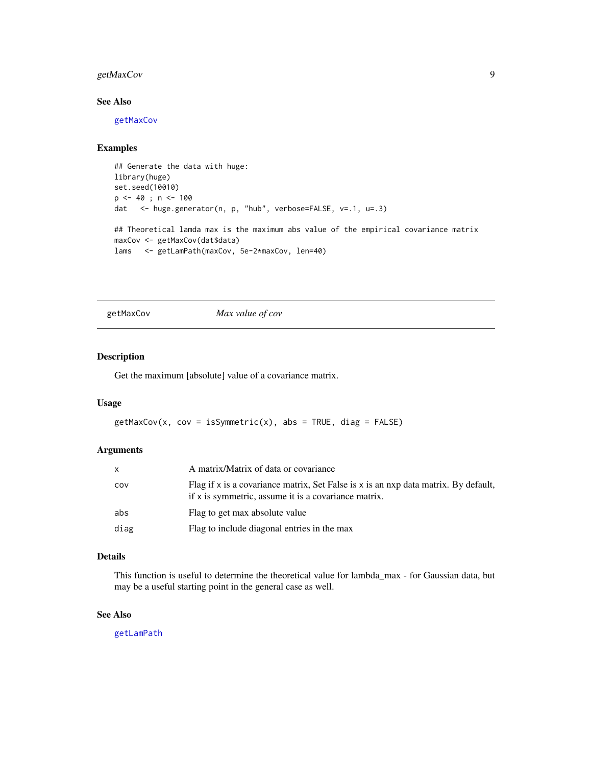### See Also

getMaxCov

### Examples

```
## Generate the data with huge:
library(huge)
set.seed(10010)
p <- 40 ; n <- 100
dat   <- huge.generator(n, p, "hub", verbose=FALSE, v=.1, u=.3)

## Theoretical lamda max is the maximum abs value of the empirical covariance matrix
maxCov <- getMaxCov(dat$data)
lams   <- getLamPath(maxCov, 5e-2*maxCov, len=40)
```

---

## getMaxCov *Max value of cov*

---

### Description

Get the maximum [absolute] value of a covariance matrix.

### Usage

```
getMaxCov(x, cov = isSymmetric(x), abs = TRUE, diag = FALSE)
```

### Arguments

| | |
|---|---|
| x | A matrix/Matrix of data or covariance |
| cov | Flag if x is a covariance matrix, Set False is x is an nxp data matrix. By default, if x is symmetric, assume it is a covariance matrix. |
| abs | Flag to get max absolute value |
| diag | Flag to include diagonal entries in the max |

### Details

This function is useful to determine the theoretical value for lambda_max - for Gaussian data, but may be a useful starting point in the general case as well.

### See Also

getLamPath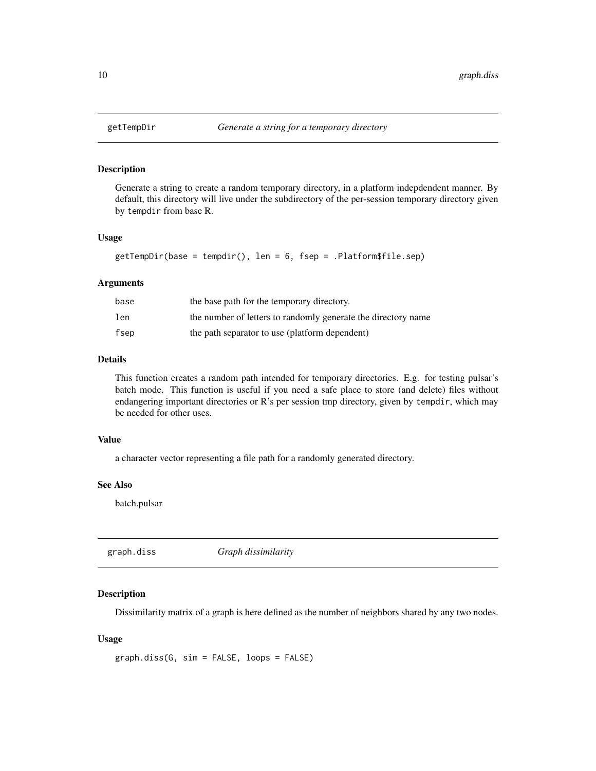## getTempDir *Generate a string for a temporary directory*

### Description

Generate a string to create a random temporary directory, in a platform indepdendent manner. By default, this directory will live under the subdirectory of the per-session temporary directory given by `tempdir` from base R.

### Usage

```
getTempDir(base = tempdir(), len = 6, fsep = .Platform$file.sep)
```

### Arguments

| | |
|---|---|
| `base` | the base path for the temporary directory. |
| `len` | the number of letters to randomly generate the directory name |
| `fsep` | the path separator to use (platform dependent) |

### Details

This function creates a random path intended for temporary directories. E.g. for testing pulsar's batch mode. This function is useful if you need a safe place to store (and delete) files without endangering important directories or R's per session tmp directory, given by `tempdir`, which may be needed for other uses.

### Value

a character vector representing a file path for a randomly generated directory.

### See Also

batch.pulsar

## graph.diss *Graph dissimilarity*

### Description

Dissimilarity matrix of a graph is here defined as the number of neighbors shared by any two nodes.

### Usage

```
graph.diss(G, sim = FALSE, loops = FALSE)
```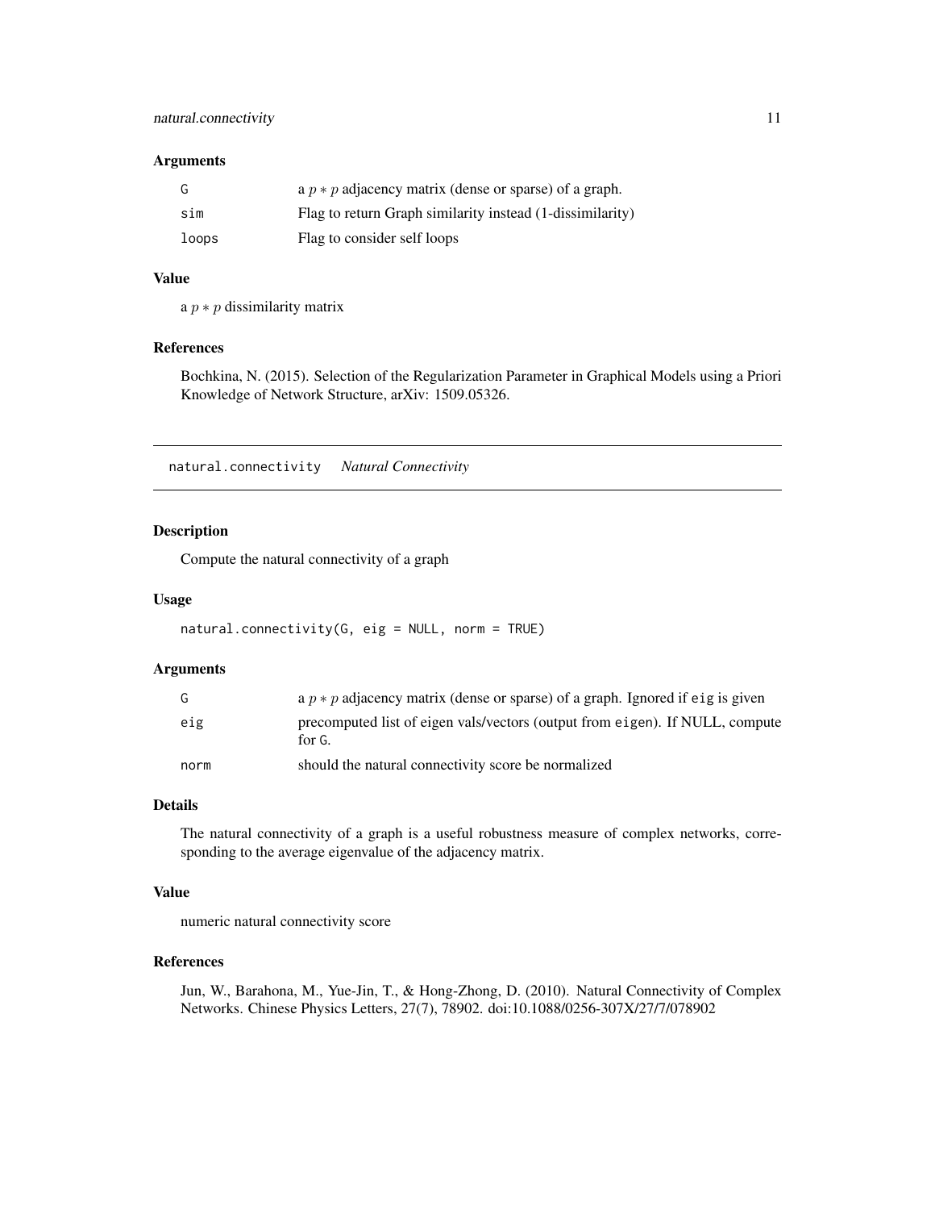### Arguments

| | |
|---|---|
| G | a $p * p$ adjacency matrix (dense or sparse) of a graph. |
| sim | Flag to return Graph similarity instead (1-dissimilarity) |
| loops | Flag to consider self loops |

### Value

a $p * p$ dissimilarity matrix

### References

Bochkina, N. (2015). Selection of the Regularization Parameter in Graphical Models using a Priori Knowledge of Network Structure, arXiv: 1509.05326.

---

## natural.connectivity *Natural Connectivity*

---

### Description

Compute the natural connectivity of a graph

### Usage

```
natural.connectivity(G, eig = NULL, norm = TRUE)
```

### Arguments

| | |
|---|---|
| G | a $p * p$ adjacency matrix (dense or sparse) of a graph. Ignored if `eig` is given |
| eig | precomputed list of eigen vals/vectors (output from `eigen`). If NULL, compute for `G`. |
| norm | should the natural connectivity score be normalized |

### Details

The natural connectivity of a graph is a useful robustness measure of complex networks, corresponding to the average eigenvalue of the adjacency matrix.

### Value

numeric natural connectivity score

### References

Jun, W., Barahona, M., Yue-Jin, T., & Hong-Zhong, D. (2010). Natural Connectivity of Complex Networks. Chinese Physics Letters, 27(7), 78902. doi:10.1088/0256-307X/27/7/078902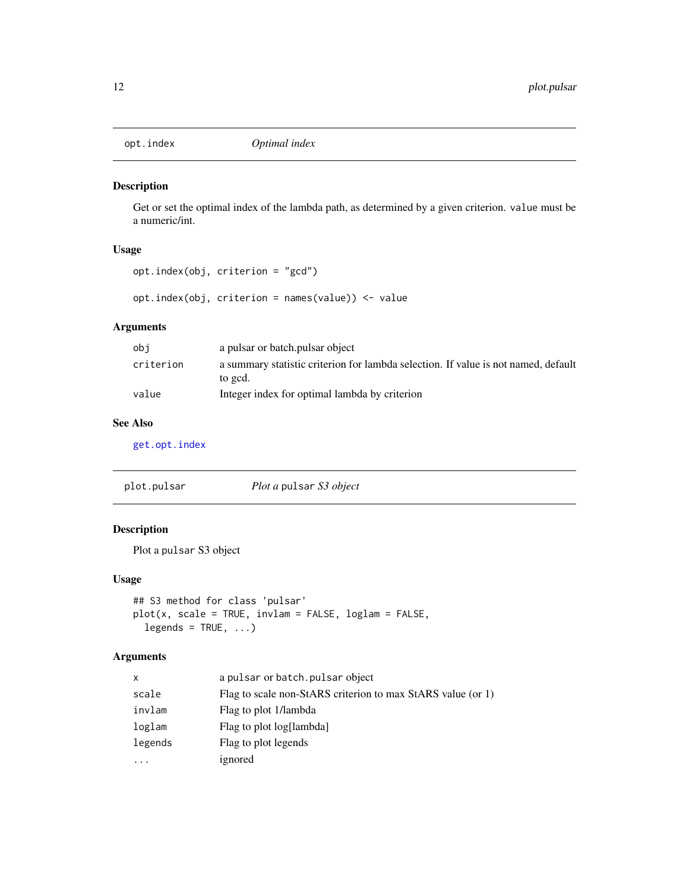## opt.index — *Optimal index*

### Description

Get or set the optimal index of the lambda path, as determined by a given criterion. `value` must be a numeric/int.

### Usage

```
opt.index(obj, criterion = "gcd")

opt.index(obj, criterion = names(value)) <- value
```

### Arguments

| | |
|---|---|
| `obj` | a pulsar or batch.pulsar object |
| `criterion` | a summary statistic criterion for lambda selection. If value is not named, default to gcd. |
| `value` | Integer index for optimal lambda by criterion |

### See Also

`get.opt.index`

## plot.pulsar — *Plot a `pulsar` S3 object*

### Description

Plot a `pulsar` S3 object

### Usage

```
## S3 method for class 'pulsar'
plot(x, scale = TRUE, invlam = FALSE, loglam = FALSE,
  legends = TRUE, ...)
```

### Arguments

| | |
|---|---|
| `x` | a `pulsar` or `batch.pulsar` object |
| `scale` | Flag to scale non-StARS criterion to max StARS value (or 1) |
| `invlam` | Flag to plot 1/lambda |
| `loglam` | Flag to plot log[lambda] |
| `legends` | Flag to plot legends |
| `...` | ignored |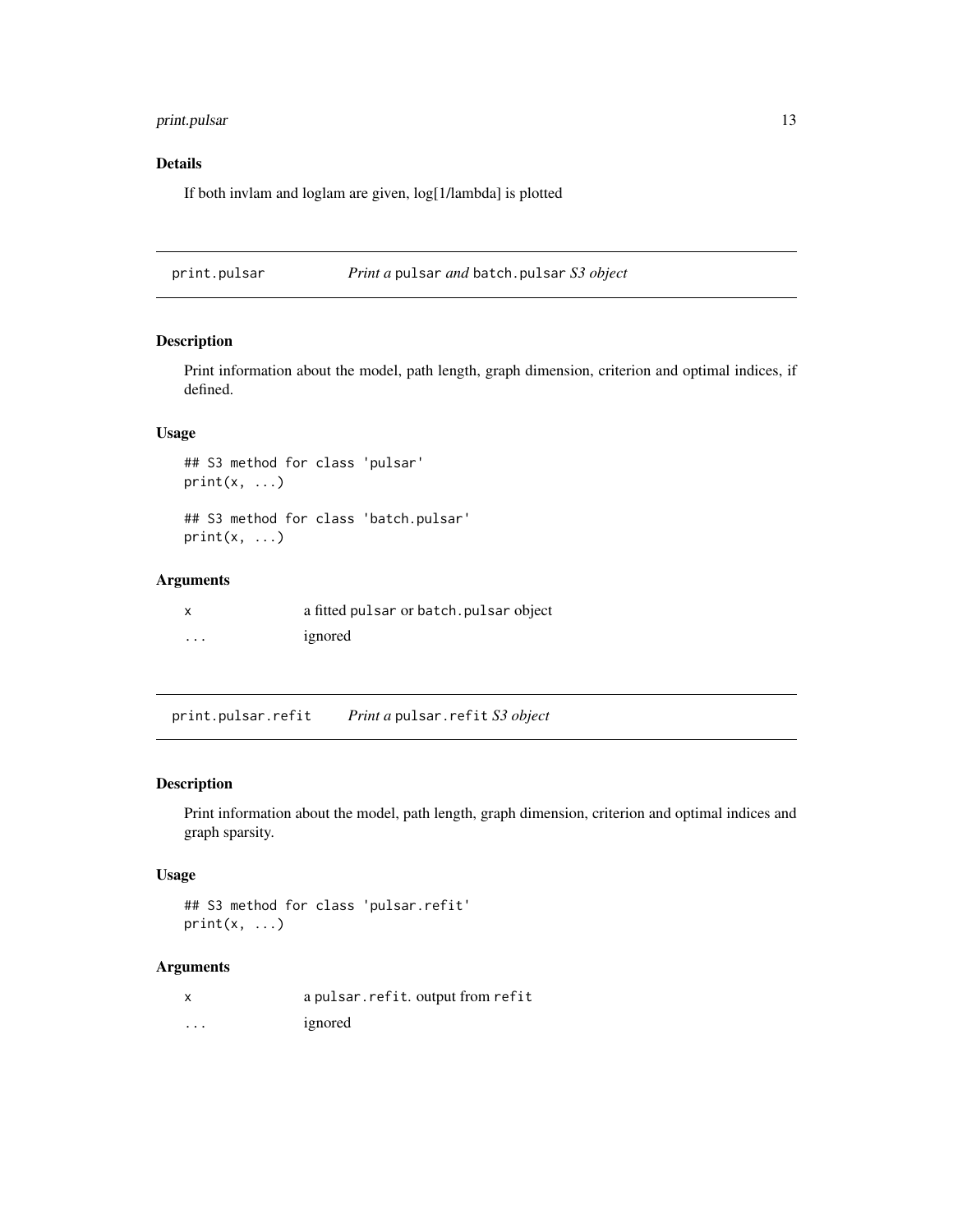## Details

If both invlam and loglam are given, log[1/lambda] is plotted

---

## print.pulsar — *Print a* `pulsar` *and* `batch.pulsar` *S3 object*

### Description

Print information about the model, path length, graph dimension, criterion and optimal indices, if defined.

### Usage

```
## S3 method for class 'pulsar'
print(x, ...)

## S3 method for class 'batch.pulsar'
print(x, ...)
```

### Arguments

| | |
|---|---|
| `x` | a fitted `pulsar` or `batch.pulsar` object |
| `...` | ignored |

---

## print.pulsar.refit — *Print a* `pulsar.refit` *S3 object*

### Description

Print information about the model, path length, graph dimension, criterion and optimal indices and graph sparsity.

### Usage

```
## S3 method for class 'pulsar.refit'
print(x, ...)
```

### Arguments

| | |
|---|---|
| `x` | a `pulsar.refit`. output from `refit` |
| `...` | ignored |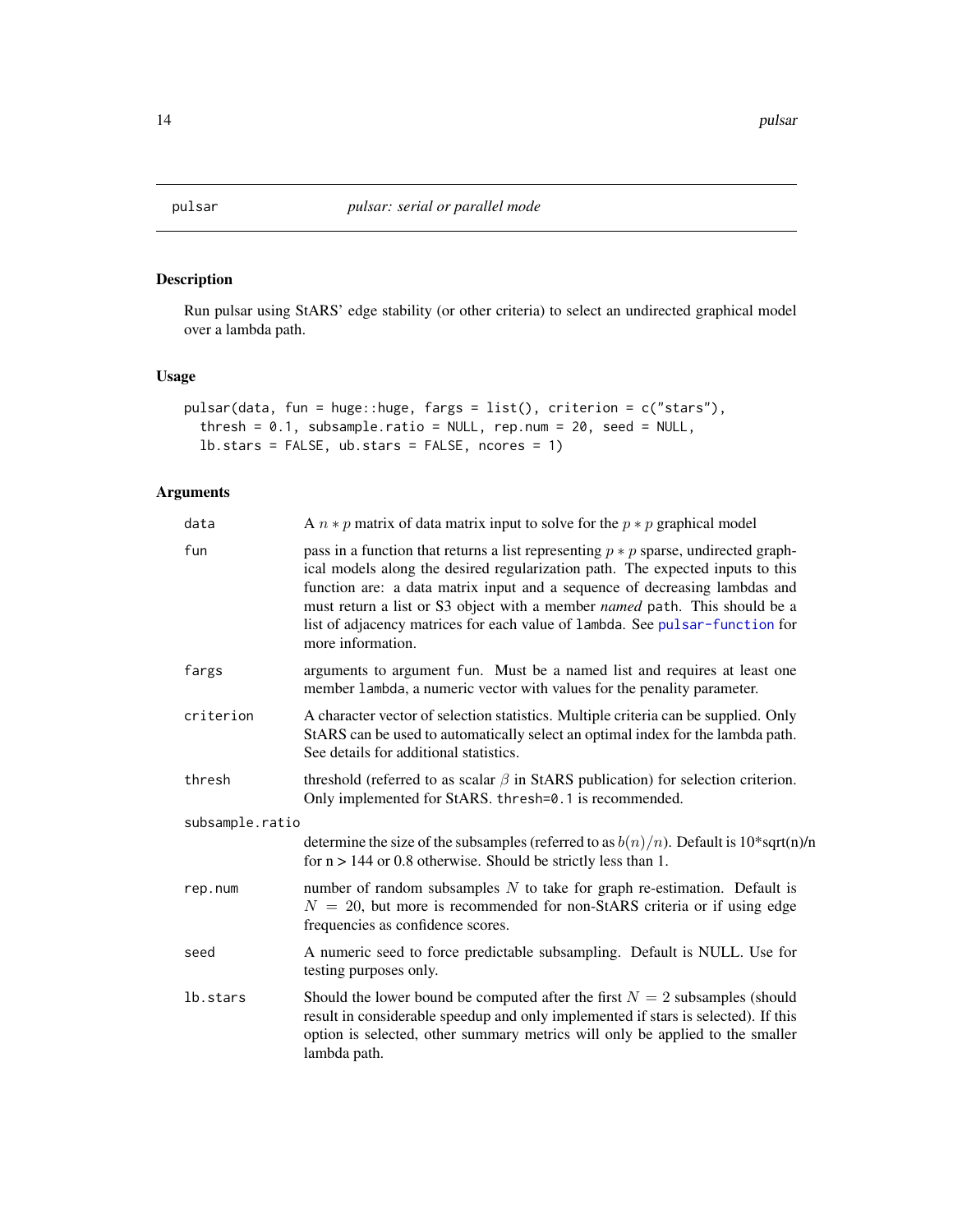# pulsar — *pulsar: serial or parallel mode*

## Description

Run pulsar using StARS' edge stability (or other criteria) to select an undirected graphical model over a lambda path.

## Usage

```
pulsar(data, fun = huge::huge, fargs = list(), criterion = c("stars"),
  thresh = 0.1, subsample.ratio = NULL, rep.num = 20, seed = NULL,
  lb.stars = FALSE, ub.stars = FALSE, ncores = 1)
```

## Arguments

| Argument | Description |
|---|---|
| `data` | A $n * p$ matrix of data matrix input to solve for the $p * p$ graphical model |
| `fun` | pass in a function that returns a list representing $p * p$ sparse, undirected graphical models along the desired regularization path. The expected inputs to this function are: a data matrix input and a sequence of decreasing lambdas and must return a list or S3 object with a member *named* `path`. This should be a list of adjacency matrices for each value of `lambda`. See `pulsar-function` for more information. |
| `fargs` | arguments to argument `fun`. Must be a named list and requires at least one member `lambda`, a numeric vector with values for the penality parameter. |
| `criterion` | A character vector of selection statistics. Multiple criteria can be supplied. Only StARS can be used to automatically select an optimal index for the lambda path. See details for additional statistics. |
| `thresh` | threshold (referred to as scalar $\beta$ in StARS publication) for selection criterion. Only implemented for StARS. `thresh=0.1` is recommended. |
| `subsample.ratio` | determine the size of the subsamples (referred to as $b(n)/n$). Default is 10*sqrt(n)/n for n > 144 or 0.8 otherwise. Should be strictly less than 1. |
| `rep.num` | number of random subsamples $N$ to take for graph re-estimation. Default is $N = 20$, but more is recommended for non-StARS criteria or if using edge frequencies as confidence scores. |
| `seed` | A numeric seed to force predictable subsampling. Default is NULL. Use for testing purposes only. |
| `lb.stars` | Should the lower bound be computed after the first $N = 2$ subsamples (should result in considerable speedup and only implemented if stars is selected). If this option is selected, other summary metrics will only be applied to the smaller lambda path. |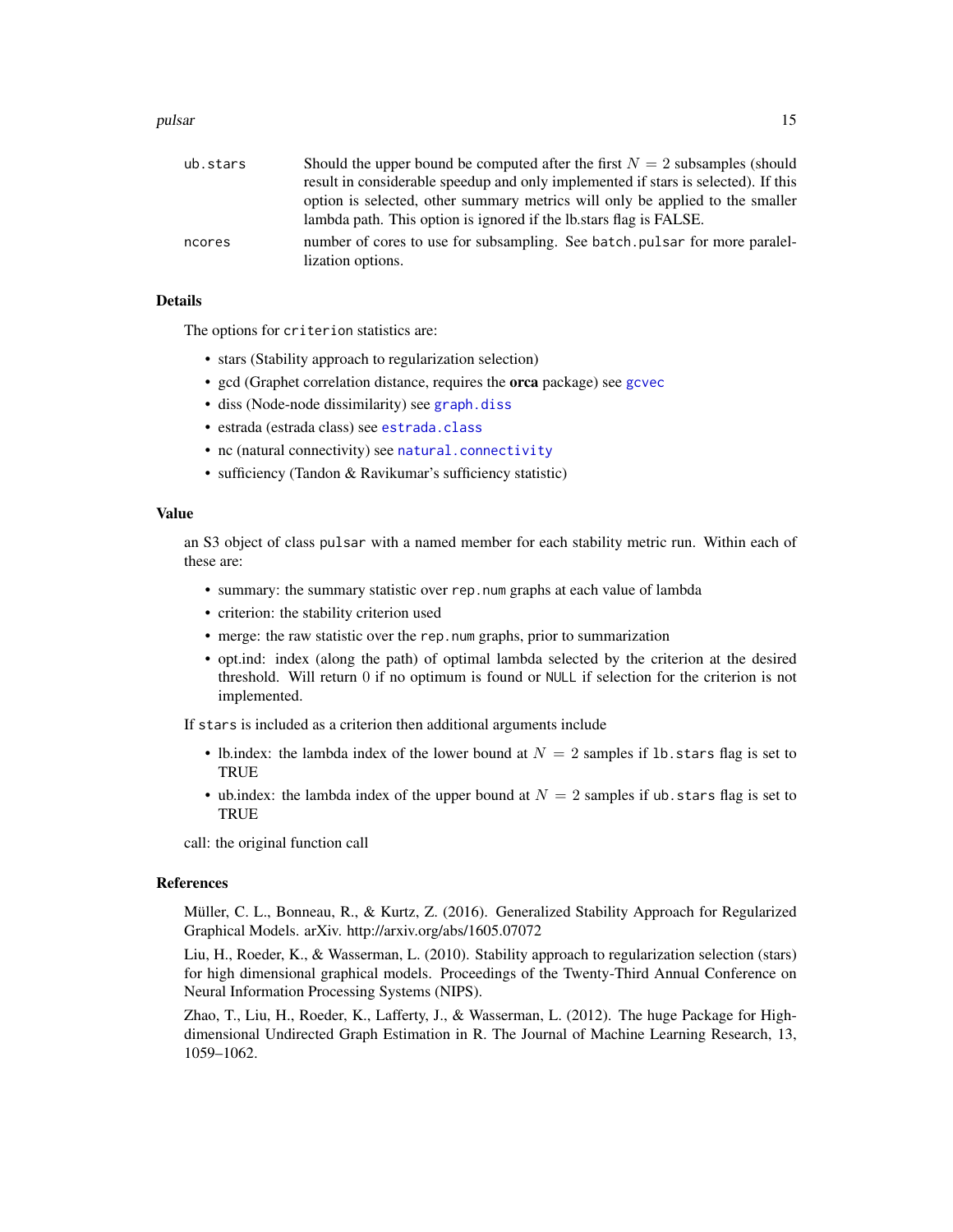| | |
|---|---|
| `ub.stars` | Should the upper bound be computed after the first $N = 2$ subsamples (should result in considerable speedup and only implemented if stars is selected). If this option is selected, other summary metrics will only be applied to the smaller lambda path. This option is ignored if the lb.stars flag is FALSE. |
| `ncores` | number of cores to use for subsampling. See `batch.pulsar` for more paralelization options. |

## Details

The options for `criterion` statistics are:

- stars (Stability approach to regularization selection)
- gcd (Graphet correlation distance, requires the **orca** package) see `gcvec`
- diss (Node-node dissimilarity) see `graph.diss`
- estrada (estrada class) see `estrada.class`
- nc (natural connectivity) see `natural.connectivity`
- sufficiency (Tandon & Ravikumar's sufficiency statistic)

## Value

an S3 object of class `pulsar` with a named member for each stability metric run. Within each of these are:

- summary: the summary statistic over `rep.num` graphs at each value of lambda
- criterion: the stability criterion used
- merge: the raw statistic over the `rep.num` graphs, prior to summarization
- opt.ind: index (along the path) of optimal lambda selected by the criterion at the desired threshold. Will return 0 if no optimum is found or `NULL` if selection for the criterion is not implemented.

If `stars` is included as a criterion then additional arguments include

- lb.index: the lambda index of the lower bound at $N = 2$ samples if `lb.stars` flag is set to TRUE
- ub.index: the lambda index of the upper bound at $N = 2$ samples if `ub.stars` flag is set to TRUE

call: the original function call

## References

Müller, C. L., Bonneau, R., & Kurtz, Z. (2016). Generalized Stability Approach for Regularized Graphical Models. arXiv. http://arxiv.org/abs/1605.07072

Liu, H., Roeder, K., & Wasserman, L. (2010). Stability approach to regularization selection (stars) for high dimensional graphical models. Proceedings of the Twenty-Third Annual Conference on Neural Information Processing Systems (NIPS).

Zhao, T., Liu, H., Roeder, K., Lafferty, J., & Wasserman, L. (2012). The huge Package for High-dimensional Undirected Graph Estimation in R. The Journal of Machine Learning Research, 13, 1059–1062.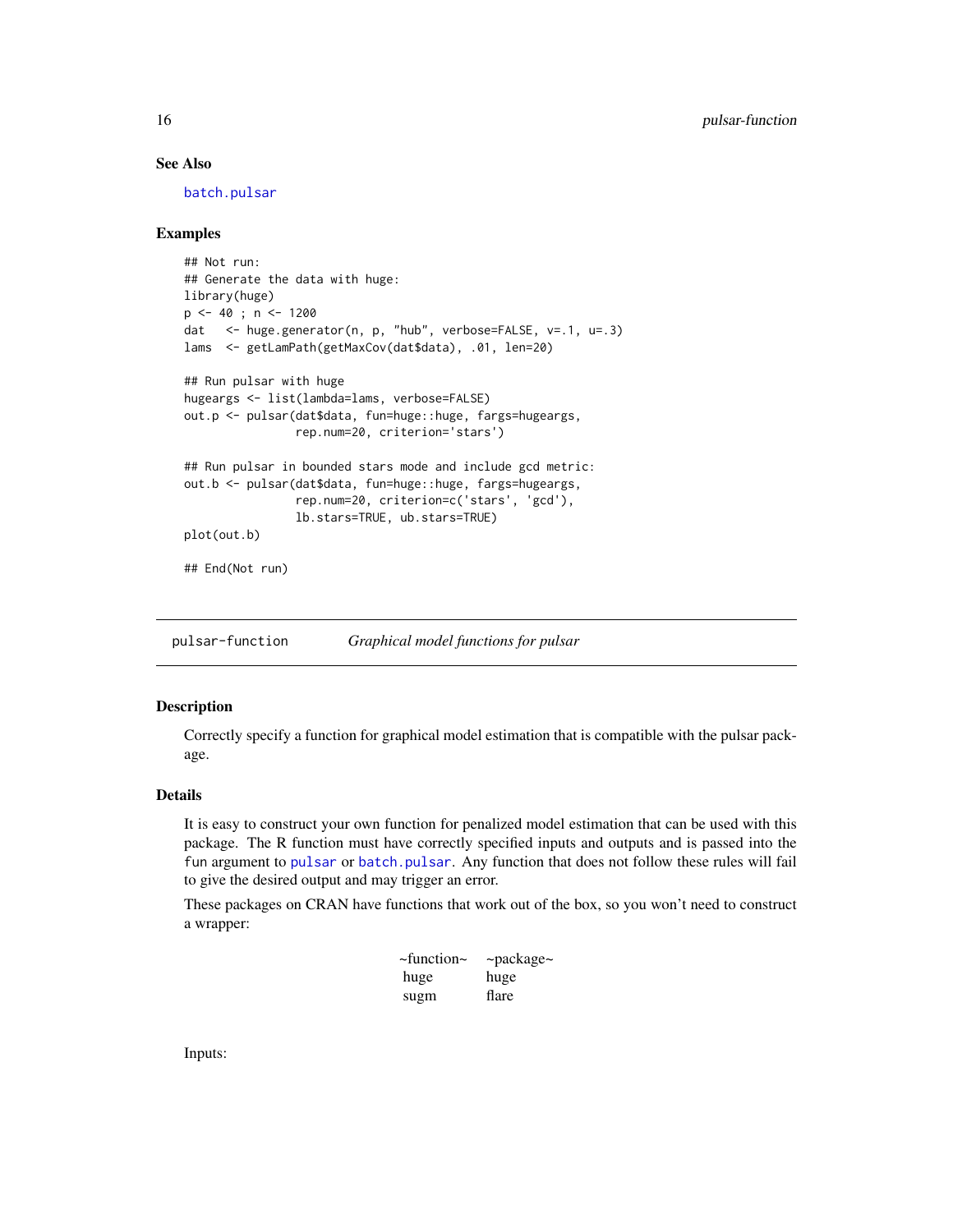### See Also

batch.pulsar

### Examples

```
## Not run:
## Generate the data with huge:
library(huge)
p <- 40 ; n <- 1200
dat   <- huge.generator(n, p, "hub", verbose=FALSE, v=.1, u=.3)
lams  <- getLamPath(getMaxCov(dat$data), .01, len=20)

## Run pulsar with huge
hugeargs <- list(lambda=lams, verbose=FALSE)
out.p <- pulsar(dat$data, fun=huge::huge, fargs=hugeargs,
                rep.num=20, criterion='stars')

## Run pulsar in bounded stars mode and include gcd metric:
out.b <- pulsar(dat$data, fun=huge::huge, fargs=hugeargs,
                rep.num=20, criterion=c('stars', 'gcd'),
                lb.stars=TRUE, ub.stars=TRUE)
plot(out.b)

## End(Not run)
```

---

## pulsar-function &nbsp;&nbsp;&nbsp; *Graphical model functions for pulsar*

---

### Description

Correctly specify a function for graphical model estimation that is compatible with the pulsar package.

### Details

It is easy to construct your own function for penalized model estimation that can be used with this package. The R function must have correctly specified inputs and outputs and is passed into the fun argument to pulsar or batch.pulsar. Any function that does not follow these rules will fail to give the desired output and may trigger an error.

These packages on CRAN have functions that work out of the box, so you won't need to construct a wrapper:

| ~function~ | ~package~ |
|---|---|
| huge | huge |
| sugm | flare |

Inputs: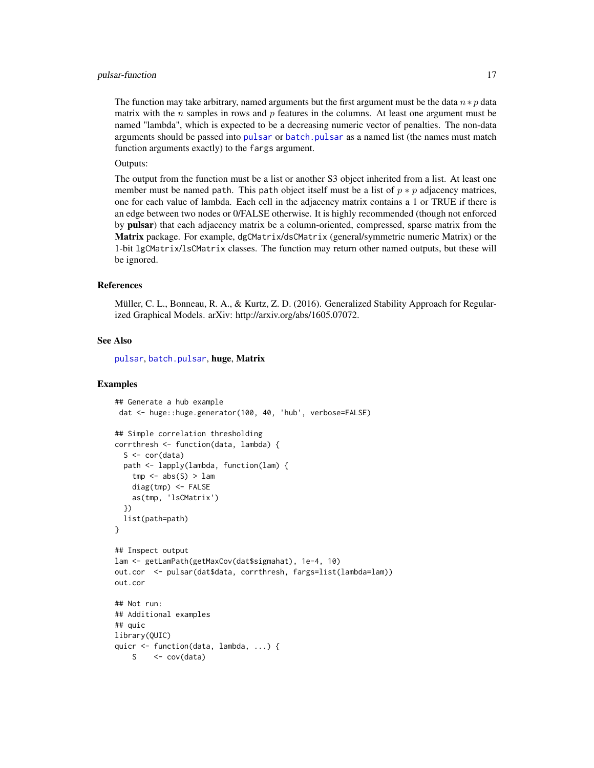The function may take arbitrary, named arguments but the first argument must be the data $n * p$ data matrix with the $n$ samples in rows and $p$ features in the columns. At least one argument must be named "lambda", which is expected to be a decreasing numeric vector of penalties. The non-data arguments should be passed into `pulsar` or `batch.pulsar` as a named list (the names must match function arguments exactly) to the `fargs` argument.

Outputs:

The output from the function must be a list or another S3 object inherited from a list. At least one member must be named `path`. This `path` object itself must be a list of $p * p$ adjacency matrices, one for each value of lambda. Each cell in the adjacency matrix contains a 1 or TRUE if there is an edge between two nodes or 0/FALSE otherwise. It is highly recommended (though not enforced by **pulsar**) that each adjacency matrix be a column-oriented, compressed, sparse matrix from the **Matrix** package. For example, `dgCMatrix`/`dsCMatrix` (general/symmetric numeric Matrix) or the 1-bit `lgCMatrix`/`lsCMatrix` classes. The function may return other named outputs, but these will be ignored.

### References

Müller, C. L., Bonneau, R. A., & Kurtz, Z. D. (2016). Generalized Stability Approach for Regularized Graphical Models. arXiv: http://arxiv.org/abs/1605.07072.

### See Also

`pulsar`, `batch.pulsar`, **huge**, **Matrix**

### Examples

```
## Generate a hub example
 dat <- huge::huge.generator(100, 40, 'hub', verbose=FALSE)

## Simple correlation thresholding
corrthresh <- function(data, lambda) {
  S <- cor(data)
  path <- lapply(lambda, function(lam) {
    tmp <- abs(S) > lam
    diag(tmp) <- FALSE
    as(tmp, 'lsCMatrix')
  })
  list(path=path)
}

## Inspect output
lam <- getLamPath(getMaxCov(dat$sigmahat), 1e-4, 10)
out.cor  <- pulsar(dat$data, corrthresh, fargs=list(lambda=lam))
out.cor

## Not run:
## Additional examples
## quic
library(QUIC)
quicr <- function(data, lambda, ...) {
    S    <- cov(data)
```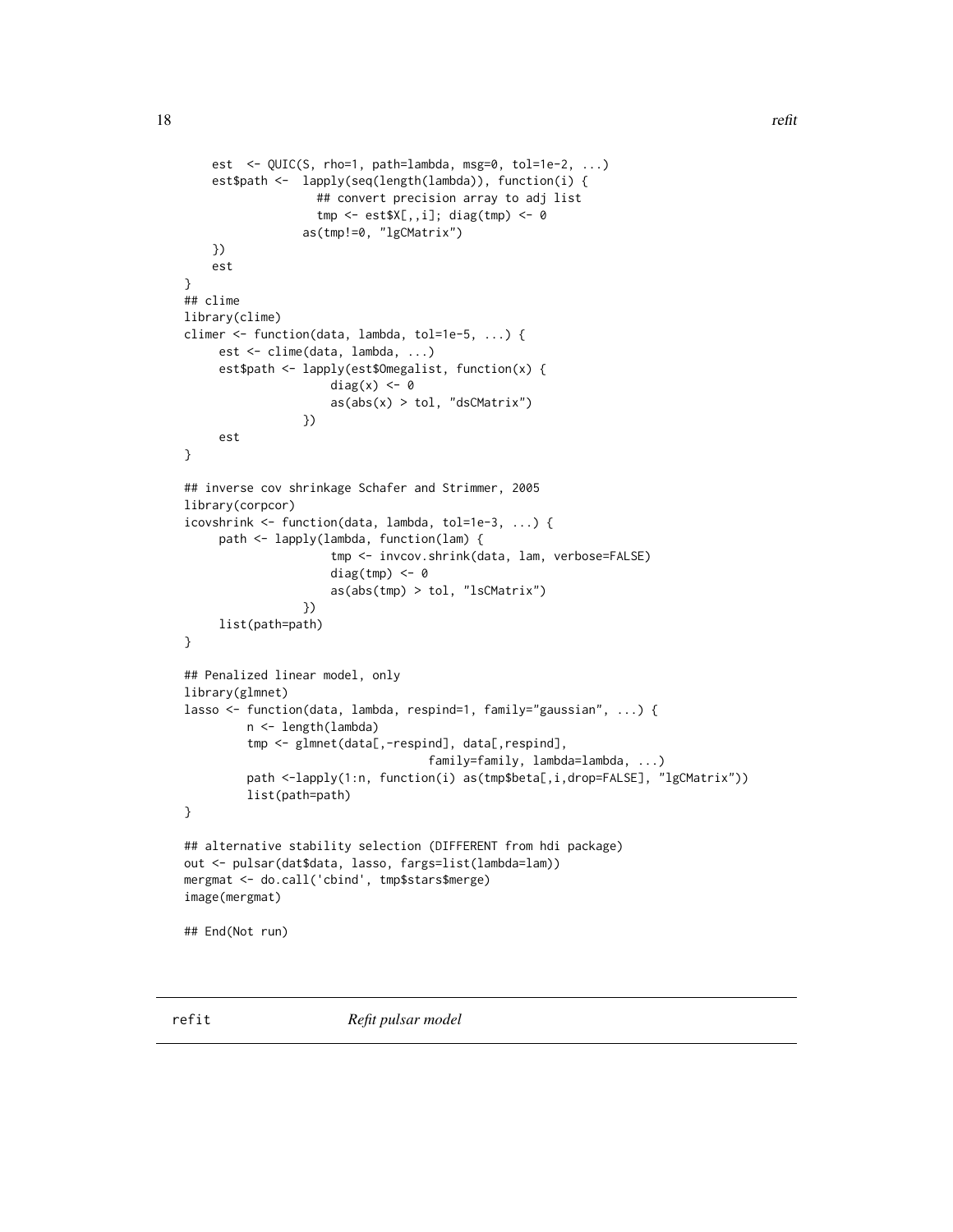```
    est  <- QUIC(S, rho=1, path=lambda, msg=0, tol=1e-2, ...)
    est$path <-  lapply(seq(length(lambda)), function(i) {
                   ## convert precision array to adj list
                   tmp <- est$X[,,i]; diag(tmp) <- 0
                 as(tmp!=0, "lgCMatrix")
    })
    est
}
## clime
library(clime)
climer <- function(data, lambda, tol=1e-5, ...) {
     est <- clime(data, lambda, ...)
     est$path <- lapply(est$Omegalist, function(x) {
                     diag(x) <- 0
                     as(abs(x) > tol, "dsCMatrix")
                 })
     est
}

## inverse cov shrinkage Schafer and Strimmer, 2005
library(corpcor)
icovshrink <- function(data, lambda, tol=1e-3, ...) {
     path <- lapply(lambda, function(lam) {
                     tmp <- invcov.shrink(data, lam, verbose=FALSE)
                     diag(tmp) <- 0
                     as(abs(tmp) > tol, "lsCMatrix")
                 })
     list(path=path)
}

## Penalized linear model, only
library(glmnet)
lasso <- function(data, lambda, respind=1, family="gaussian", ...) {
         n <- length(lambda)
         tmp <- glmnet(data[,-respind], data[,respind],
                                    family=family, lambda=lambda, ...)
         path <-lapply(1:n, function(i) as(tmp$beta[,i,drop=FALSE], "lgCMatrix"))
         list(path=path)
}

## alternative stability selection (DIFFERENT from hdi package)
out <- pulsar(dat$data, lasso, fargs=list(lambda=lam))
mergmat <- do.call('cbind', tmp$stars$merge)
image(mergmat)

## End(Not run)
```

refit — *Refit pulsar model*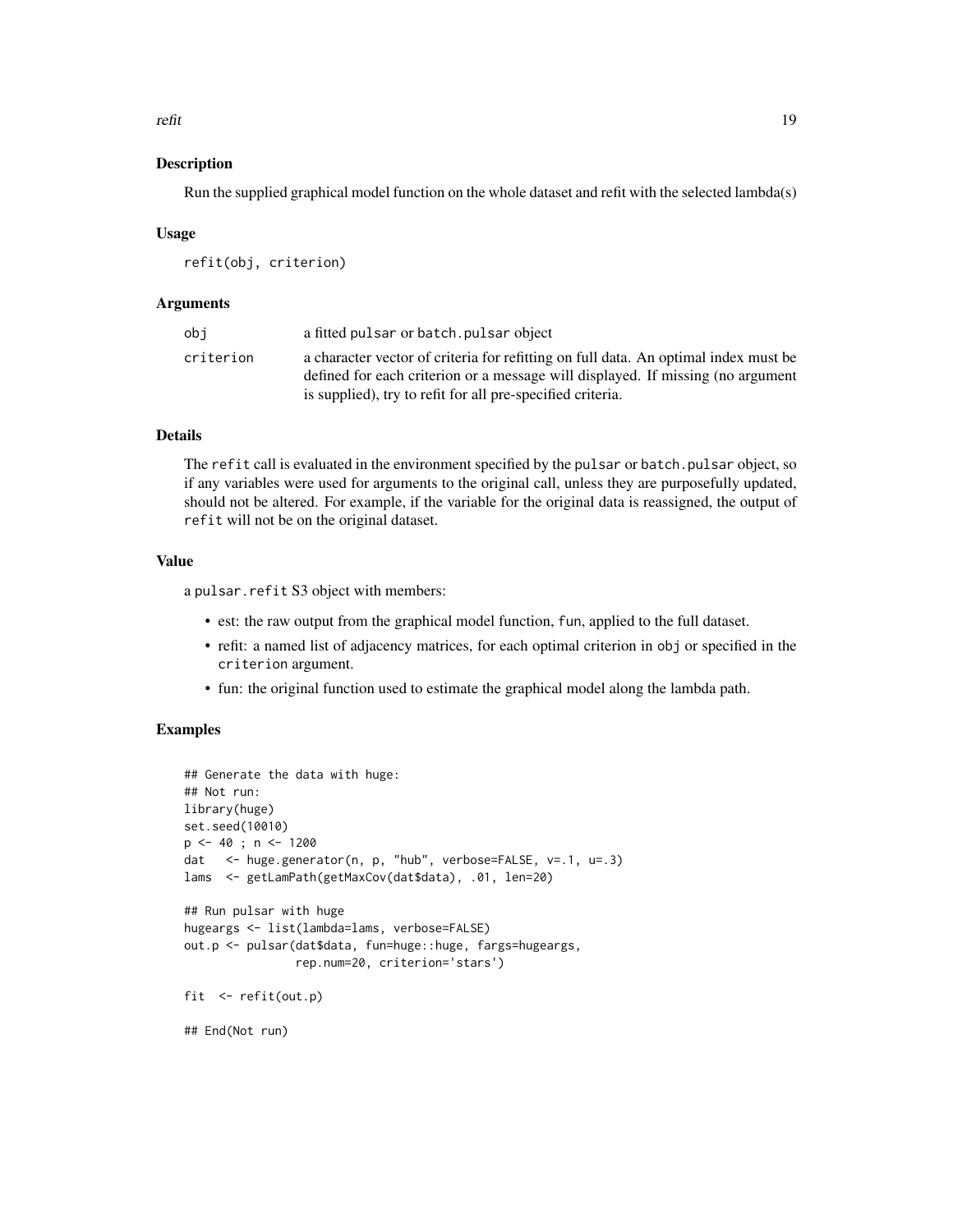## Description

Run the supplied graphical model function on the whole dataset and refit with the selected lambda(s)

## Usage

```
refit(obj, criterion)
```

## Arguments

| | |
|---|---|
| `obj` | a fitted `pulsar` or `batch.pulsar` object |
| `criterion` | a character vector of criteria for refitting on full data. An optimal index must be defined for each criterion or a message will displayed. If missing (no argument is supplied), try to refit for all pre-specified criteria. |

## Details

The `refit` call is evaluated in the environment specified by the `pulsar` or `batch.pulsar` object, so if any variables were used for arguments to the original call, unless they are purposefully updated, should not be altered. For example, if the variable for the original data is reassigned, the output of `refit` will not be on the original dataset.

## Value

a `pulsar.refit` S3 object with members:

- est: the raw output from the graphical model function, `fun`, applied to the full dataset.
- refit: a named list of adjacency matrices, for each optimal criterion in `obj` or specified in the `criterion` argument.
- fun: the original function used to estimate the graphical model along the lambda path.

## Examples

```
## Generate the data with huge:
## Not run:
library(huge)
set.seed(10010)
p <- 40 ; n <- 1200
dat   <- huge.generator(n, p, "hub", verbose=FALSE, v=.1, u=.3)
lams  <- getLamPath(getMaxCov(dat$data), .01, len=20)

## Run pulsar with huge
hugeargs <- list(lambda=lams, verbose=FALSE)
out.p <- pulsar(dat$data, fun=huge::huge, fargs=hugeargs,
                rep.num=20, criterion='stars')

fit  <- refit(out.p)

## End(Not run)
```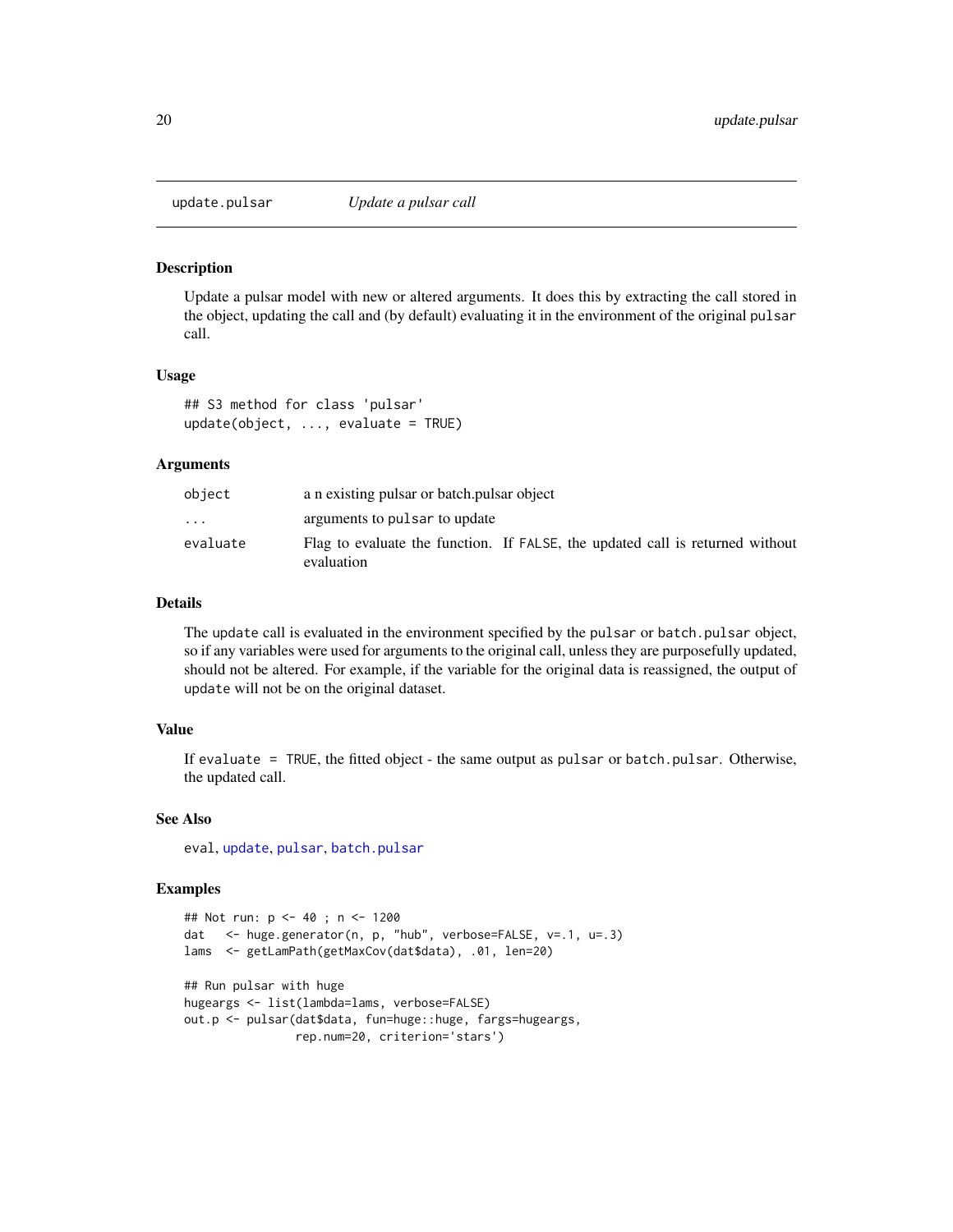# update.pulsar *Update a pulsar call*

## Description

Update a pulsar model with new or altered arguments. It does this by extracting the call stored in the object, updating the call and (by default) evaluating it in the environment of the original `pulsar` call.

## Usage

```
## S3 method for class 'pulsar'
update(object, ..., evaluate = TRUE)
```

## Arguments

| | |
|---|---|
| `object` | a n existing pulsar or batch.pulsar object |
| `...` | arguments to `pulsar` to update |
| `evaluate` | Flag to evaluate the function. If `FALSE`, the updated call is returned without evaluation |

## Details

The `update` call is evaluated in the environment specified by the `pulsar` or `batch.pulsar` object, so if any variables were used for arguments to the original call, unless they are purposefully updated, should not be altered. For example, if the variable for the original data is reassigned, the output of `update` will not be on the original dataset.

## Value

If `evaluate = TRUE`, the fitted object - the same output as `pulsar` or `batch.pulsar`. Otherwise, the updated call.

## See Also

`eval`, `update`, `pulsar`, `batch.pulsar`

## Examples

```
## Not run: p <- 40 ; n <- 1200
dat   <- huge.generator(n, p, "hub", verbose=FALSE, v=.1, u=.3)
lams  <- getLamPath(getMaxCov(dat$data), .01, len=20)

## Run pulsar with huge
hugeargs <- list(lambda=lams, verbose=FALSE)
out.p <- pulsar(dat$data, fun=huge::huge, fargs=hugeargs,
                rep.num=20, criterion='stars')
```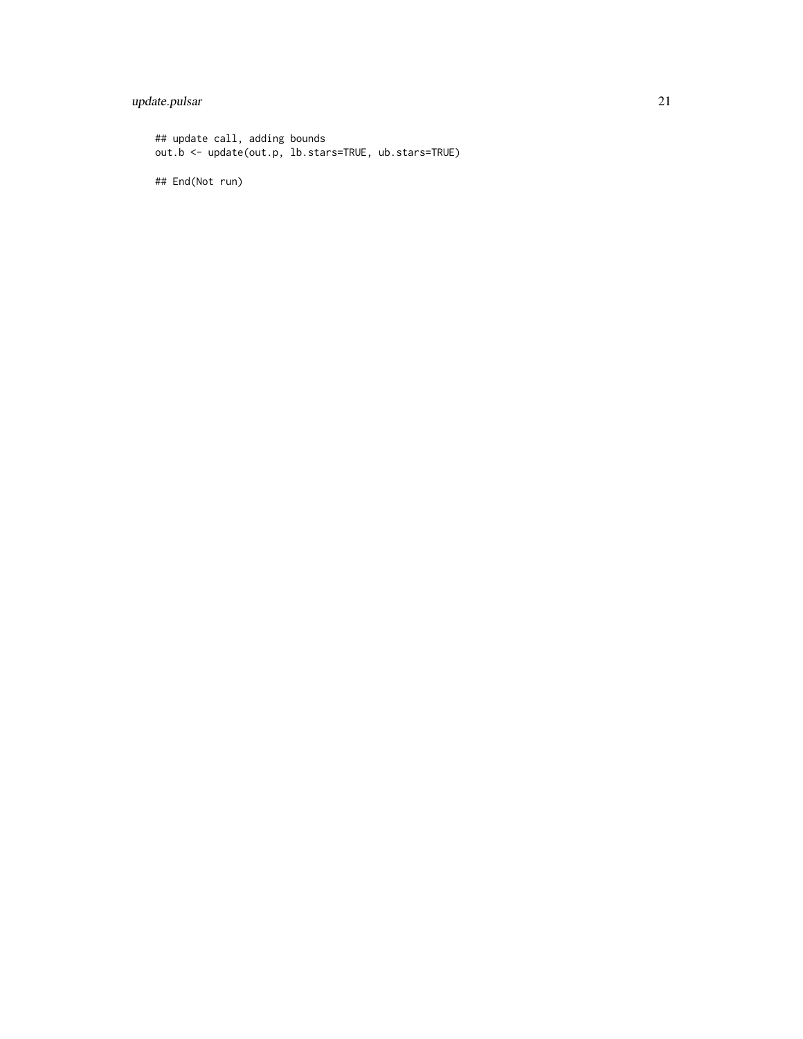```
## update call, adding bounds
out.b <- update(out.p, lb.stars=TRUE, ub.stars=TRUE)

## End(Not run)
```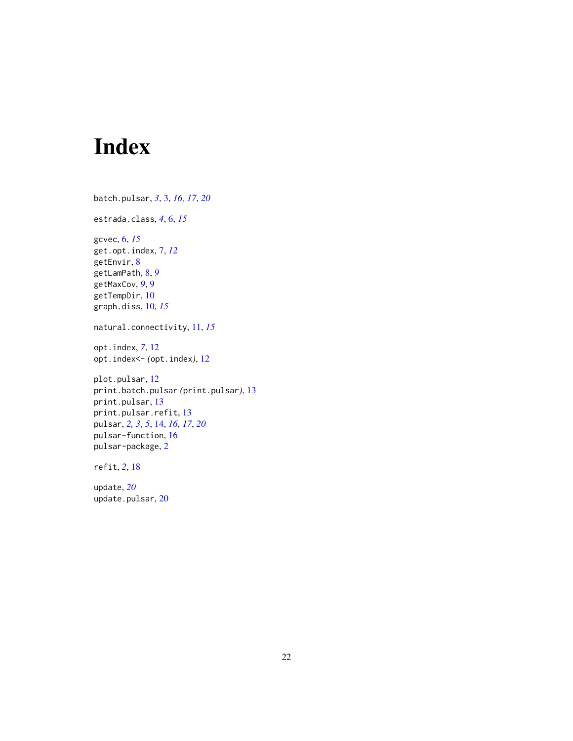# Index

batch.pulsar, *3*, 3, *16, 17*, *20*

estrada.class, *4*, 6, *15*

gcvec, 6, *15*
get.opt.index, 7, *12*
getEnvir, 8
getLamPath, 8, *9*
getMaxCov, *9*, 9
getTempDir, 10
graph.diss, 10, *15*

natural.connectivity, 11, *15*

opt.index, *7*, 12
opt.index<- *(*opt.index*)*, 12

plot.pulsar, 12
print.batch.pulsar *(*print.pulsar*)*, 13
print.pulsar, 13
print.pulsar.refit, 13
pulsar, *2, 3*, *5*, 14, *16, 17*, *20*
pulsar-function, 16
pulsar-package, 2

refit, *2*, 18

update, *20*
update.pulsar, 20